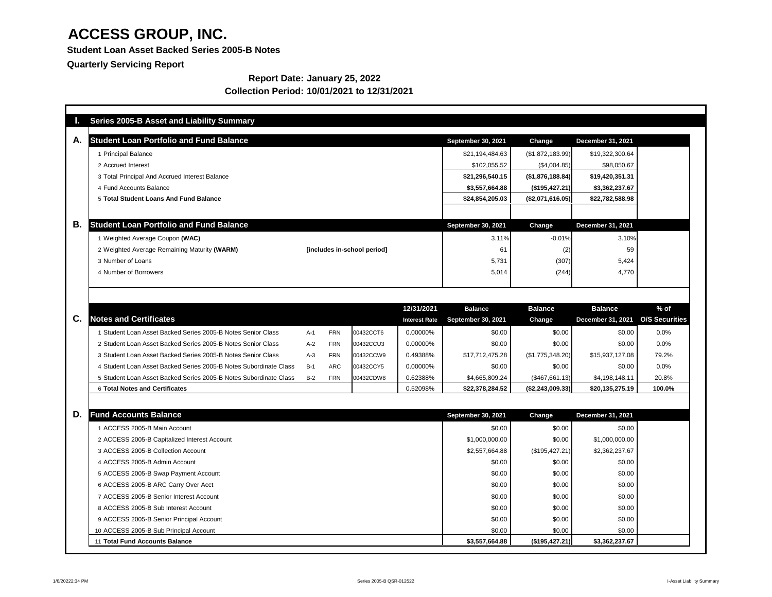# ACCESS GROUP, INC.

**Student Loan Asset Backed Series 2005-B Notes**

**Quarterly Servicing Report**

**Report Date: January 25, 2022**

**Collection Period: 10/01/2021 to 12/31/2021**

## I. Series 2005-B Asset and Liability Summary

### A. Student Loan Portfolio and Fund Balance

| | September 30, 2021 | Change | December 31, 2021 |
|---|---|---|---|
| 1 Principal Balance | $21,194,484.63 | ($1,872,183.99) | $19,322,300.64 |
| 2 Accrued Interest | $102,055.52 | ($4,004.85) | $98,050.67 |
| 3 Total Principal And Accrued Interest Balance | **$21,296,540.15** | **($1,876,188.84)** | **$19,420,351.31** |
| 4 Fund Accounts Balance | **$3,557,664.88** | **($195,427.21)** | **$3,362,237.67** |
| 5 **Total Student Loans And Fund Balance** | **$24,854,205.03** | **($2,071,616.05)** | **$22,782,588.98** |

### B. Student Loan Portfolio and Fund Balance

| | | September 30, 2021 | Change | December 31, 2021 |
|---|---|---|---|---|
| 1 Weighted Average Coupon **(WAC)** | | 3.11% | -0.01% | 3.10% |
| 2 Weighted Average Remaining Maturity **(WARM)** | **[includes in-school period]** | 61 | (2) | 59 |
| 3 Number of Loans | | 5,731 | (307) | 5,424 |
| 4 Number of Borrowers | | 5,014 | (244) | 4,770 |

### C. Notes and Certificates

| Notes and Certificates | | | | 12/31/2021 Interest Rate | Balance September 30, 2021 | Balance Change | Balance December 31, 2021 | % of O/S Securities |
|---|---|---|---|---|---|---|---|---|
| 1 Student Loan Asset Backed Series 2005-B Notes Senior Class | A-1 | FRN | 00432CCT6 | 0.00000% | $0.00 | $0.00 | $0.00 | 0.0% |
| 2 Student Loan Asset Backed Series 2005-B Notes Senior Class | A-2 | FRN | 00432CCU3 | 0.00000% | $0.00 | $0.00 | $0.00 | 0.0% |
| 3 Student Loan Asset Backed Series 2005-B Notes Senior Class | A-3 | FRN | 00432CCW9 | 0.49388% | $17,712,475.28 | ($1,775,348.20) | $15,937,127.08 | 79.2% |
| 4 Student Loan Asset Backed Series 2005-B Notes Subordinate Class | B-1 | ARC | 00432CCY5 | 0.00000% | $0.00 | $0.00 | $0.00 | 0.0% |
| 5 Student Loan Asset Backed Series 2005-B Notes Subordinate Class | B-2 | FRN | 00432CDW8 | 0.62388% | $4,665,809.24 | ($467,661.13) | $4,198,148.11 | 20.8% |
| 6 **Total Notes and Certificates** | | | | 0.52098% | **$22,378,284.52** | **($2,243,009.33)** | **$20,135,275.19** | **100.0%** |

### D. Fund Accounts Balance

| | September 30, 2021 | Change | December 31, 2021 |
|---|---|---|---|
| 1 ACCESS 2005-B Main Account | $0.00 | $0.00 | $0.00 |
| 2 ACCESS 2005-B Capitalized Interest Account | $1,000,000.00 | $0.00 | $1,000,000.00 |
| 3 ACCESS 2005-B Collection Account | $2,557,664.88 | ($195,427.21) | $2,362,237.67 |
| 4 ACCESS 2005-B Admin Account | $0.00 | $0.00 | $0.00 |
| 5 ACCESS 2005-B Swap Payment Account | $0.00 | $0.00 | $0.00 |
| 6 ACCESS 2005-B ARC Carry Over Acct | $0.00 | $0.00 | $0.00 |
| 7 ACCESS 2005-B Senior Interest Account | $0.00 | $0.00 | $0.00 |
| 8 ACCESS 2005-B Sub Interest Account | $0.00 | $0.00 | $0.00 |
| 9 ACCESS 2005-B Senior Principal Account | $0.00 | $0.00 | $0.00 |
| 10 ACCESS 2005-B Sub Principal Account | $0.00 | $0.00 | $0.00 |
| 11 **Total Fund Accounts Balance** | **$3,557,664.88** | **($195,427.21)** | **$3,362,237.67** |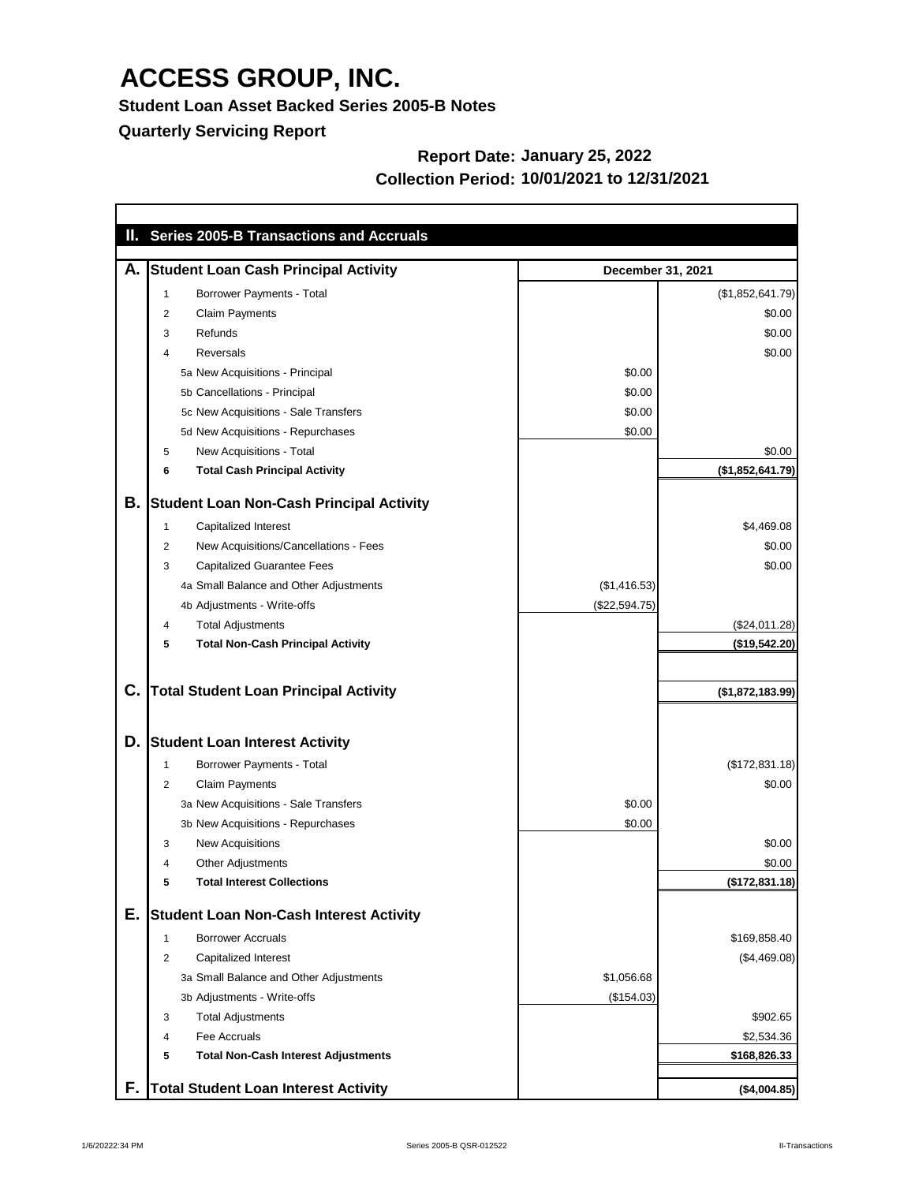# ACCESS GROUP, INC.

**Student Loan Asset Backed Series 2005-B Notes**

**Quarterly Servicing Report**

**Report Date: January 25, 2022**

**Collection Period: 10/01/2021 to 12/31/2021**

## II. Series 2005-B Transactions and Accruals

| | | | December 31, 2021 | |
|---|---|---|---|---|
| **A.** | | **Student Loan Cash Principal Activity** | | |
| | 1 | Borrower Payments - Total | | ($1,852,641.79) |
| | 2 | Claim Payments | | $0.00 |
| | 3 | Refunds | | $0.00 |
| | 4 | Reversals | | $0.00 |
| | 5a | New Acquisitions - Principal | $0.00 | |
| | 5b | Cancellations - Principal | $0.00 | |
| | 5c | New Acquisitions - Sale Transfers | $0.00 | |
| | 5d | New Acquisitions - Repurchases | $0.00 | |
| | 5 | New Acquisitions - Total | | $0.00 |
| | **6** | **Total Cash Principal Activity** | | **($1,852,641.79)** |
| **B.** | | **Student Loan Non-Cash Principal Activity** | | |
| | 1 | Capitalized Interest | | $4,469.08 |
| | 2 | New Acquisitions/Cancellations - Fees | | $0.00 |
| | 3 | Capitalized Guarantee Fees | | $0.00 |
| | 4a | Small Balance and Other Adjustments | ($1,416.53) | |
| | 4b | Adjustments - Write-offs | ($22,594.75) | |
| | 4 | Total Adjustments | | ($24,011.28) |
| | **5** | **Total Non-Cash Principal Activity** | | **($19,542.20)** |
| **C.** | | **Total Student Loan Principal Activity** | | **($1,872,183.99)** |
| **D.** | | **Student Loan Interest Activity** | | |
| | 1 | Borrower Payments - Total | | ($172,831.18) |
| | 2 | Claim Payments | | $0.00 |
| | 3a | New Acquisitions - Sale Transfers | $0.00 | |
| | 3b | New Acquisitions - Repurchases | $0.00 | |
| | 3 | New Acquisitions | | $0.00 |
| | 4 | Other Adjustments | | $0.00 |
| | **5** | **Total Interest Collections** | | **($172,831.18)** |
| **E.** | | **Student Loan Non-Cash Interest Activity** | | |
| | 1 | Borrower Accruals | | $169,858.40 |
| | 2 | Capitalized Interest | | ($4,469.08) |
| | 3a | Small Balance and Other Adjustments | $1,056.68 | |
| | 3b | Adjustments - Write-offs | ($154.03) | |
| | 3 | Total Adjustments | | $902.65 |
| | 4 | Fee Accruals | | $2,534.36 |
| | **5** | **Total Non-Cash Interest Adjustments** | | **$168,826.33** |
| **F.** | | **Total Student Loan Interest Activity** | | **($4,004.85)** |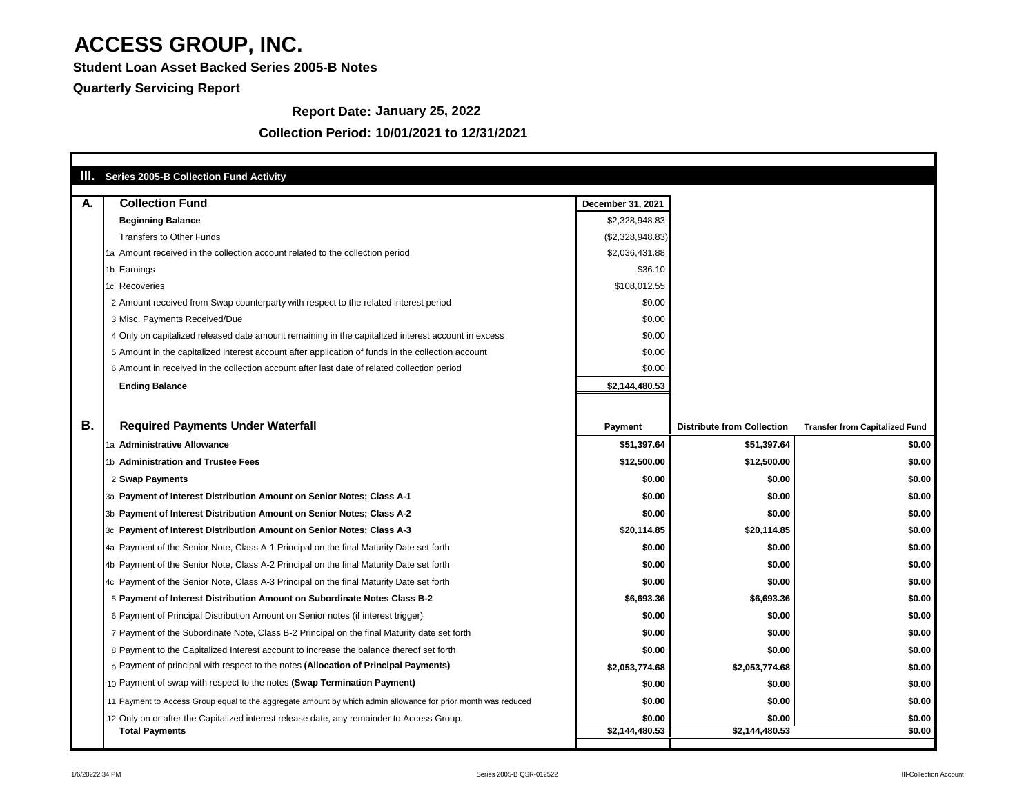# ACCESS GROUP, INC.

**Student Loan Asset Backed Series 2005-B Notes**

**Quarterly Servicing Report**

**Report Date: January 25, 2022**

**Collection Period: 10/01/2021 to 12/31/2021**

## III. Series 2005-B Collection Fund Activity

| A. | Collection Fund | December 31, 2021 |
|---|---|---|
| | **Beginning Balance** | $2,328,948.83 |
| | Transfers to Other Funds | ($2,328,948.83) |
| 1a | Amount received in the collection account related to the collection period | $2,036,431.88 |
| 1b | Earnings | $36.10 |
| 1c | Recoveries | $108,012.55 |
| 2 | Amount received from Swap counterparty with respect to the related interest period | $0.00 |
| 3 | Misc. Payments Received/Due | $0.00 |
| 4 | Only on capitalized released date amount remaining in the capitalized interest account in excess | $0.00 |
| 5 | Amount in the capitalized interest account after application of funds in the collection account | $0.00 |
| 6 | Amount in received in the collection account after last date of related collection period | $0.00 |
| | **Ending Balance** | **$2,144,480.53** |

| B. | Required Payments Under Waterfall | Payment | Distribute from Collection | Transfer from Capitalized Fund |
|---|---|---|---|---|
| 1a | **Administrative Allowance** | **$51,397.64** | **$51,397.64** | **$0.00** |
| 1b | **Administration and Trustee Fees** | **$12,500.00** | **$12,500.00** | **$0.00** |
| 2 | **Swap Payments** | **$0.00** | **$0.00** | **$0.00** |
| 3a | **Payment of Interest Distribution Amount on Senior Notes; Class A-1** | **$0.00** | **$0.00** | **$0.00** |
| 3b | **Payment of Interest Distribution Amount on Senior Notes; Class A-2** | **$0.00** | **$0.00** | **$0.00** |
| 3c | **Payment of Interest Distribution Amount on Senior Notes; Class A-3** | **$20,114.85** | **$20,114.85** | **$0.00** |
| 4a | Payment of the Senior Note, Class A-1 Principal on the final Maturity Date set forth | **$0.00** | **$0.00** | **$0.00** |
| 4b | Payment of the Senior Note, Class A-2 Principal on the final Maturity Date set forth | **$0.00** | **$0.00** | **$0.00** |
| 4c | Payment of the Senior Note, Class A-3 Principal on the final Maturity Date set forth | **$0.00** | **$0.00** | **$0.00** |
| 5 | **Payment of Interest Distribution Amount on Subordinate Notes Class B-2** | **$6,693.36** | **$6,693.36** | **$0.00** |
| 6 | Payment of Principal Distribution Amount on Senior notes (if interest trigger) | **$0.00** | **$0.00** | **$0.00** |
| 7 | Payment of the Subordinate Note, Class B-2 Principal on the final Maturity date set forth | **$0.00** | **$0.00** | **$0.00** |
| 8 | Payment to the Capitalized Interest account to increase the balance thereof set forth | **$0.00** | **$0.00** | **$0.00** |
| 9 | Payment of principal with respect to the notes **(Allocation of Principal Payments)** | **$2,053,774.68** | **$2,053,774.68** | **$0.00** |
| 10 | Payment of swap with respect to the notes **(Swap Termination Payment)** | **$0.00** | **$0.00** | **$0.00** |
| 11 | Payment to Access Group equal to the aggregate amount by which admin allowance for prior month was reduced | **$0.00** | **$0.00** | **$0.00** |
| 12 | Only on or after the Capitalized interest release date, any remainder to Access Group. | **$0.00** | **$0.00** | **$0.00** |
| | **Total Payments** | **$2,144,480.53** | **$2,144,480.53** | **$0.00** |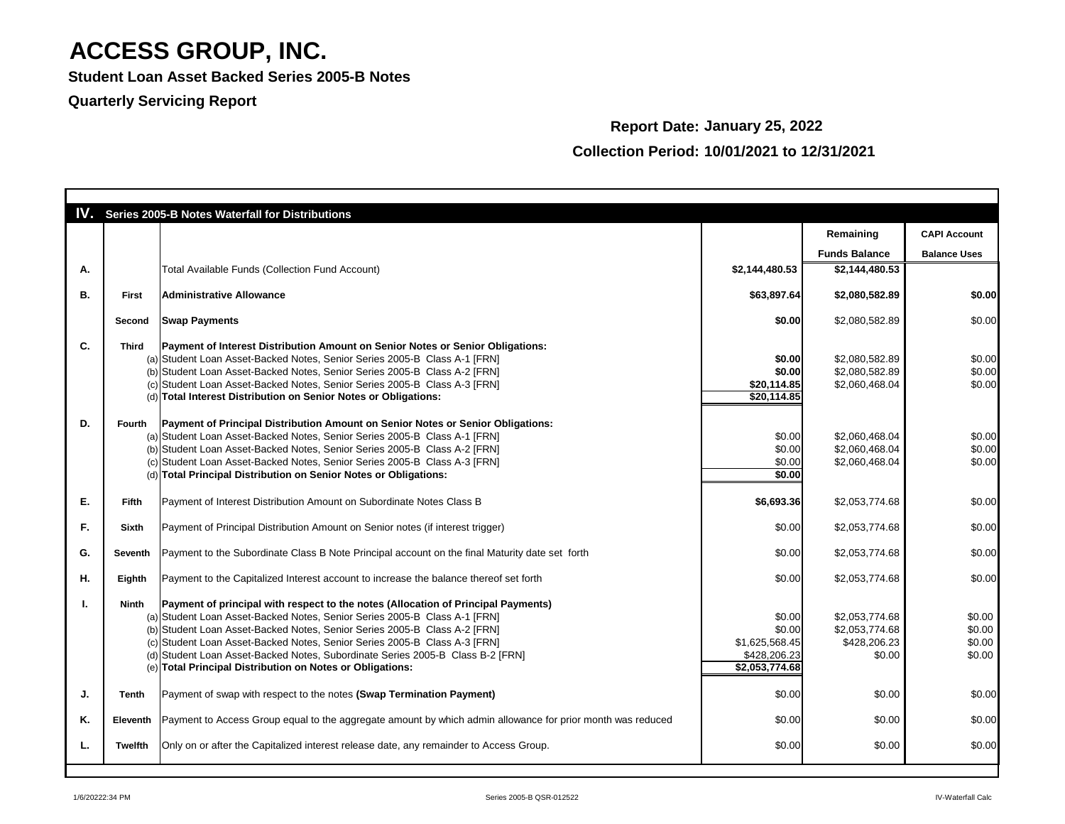# ACCESS GROUP, INC.

**Student Loan Asset Backed Series 2005-B Notes**

**Quarterly Servicing Report**

**Report Date: January 25, 2022**

**Collection Period: 10/01/2021 to 12/31/2021**

| IV. | Series 2005-B Notes Waterfall for Distributions | | | Remaining Funds Balance | CAPI Account Balance Uses |
|---|---|---|---|---|---|
| A. | | Total Available Funds (Collection Fund Account) | **$2,144,480.53** | **$2,144,480.53** | |
| B. | **First** | **Administrative Allowance** | **$63,897.64** | **$2,080,582.89** | **$0.00** |
| | **Second** | **Swap Payments** | **$0.00** | $2,080,582.89 | $0.00 |
| C. | **Third** | **Payment of Interest Distribution Amount on Senior Notes or Senior Obligations:** | | | |
| | (a) | Student Loan Asset-Backed Notes, Senior Series 2005-B Class A-1 [FRN] | **$0.00** | $2,080,582.89 | $0.00 |
| | (b) | Student Loan Asset-Backed Notes, Senior Series 2005-B Class A-2 [FRN] | **$0.00** | $2,080,582.89 | $0.00 |
| | (c) | Student Loan Asset-Backed Notes, Senior Series 2005-B Class A-3 [FRN] | **$20,114.85** | $2,060,468.04 | $0.00 |
| | (d) | **Total Interest Distribution on Senior Notes or Obligations:** | **$20,114.85** | | |
| D. | **Fourth** | **Payment of Principal Distribution Amount on Senior Notes or Senior Obligations:** | | | |
| | (a) | Student Loan Asset-Backed Notes, Senior Series 2005-B Class A-1 [FRN] | $0.00 | $2,060,468.04 | $0.00 |
| | (b) | Student Loan Asset-Backed Notes, Senior Series 2005-B Class A-2 [FRN] | $0.00 | $2,060,468.04 | $0.00 |
| | (c) | Student Loan Asset-Backed Notes, Senior Series 2005-B Class A-3 [FRN] | $0.00 | $2,060,468.04 | $0.00 |
| | (d) | **Total Principal Distribution on Senior Notes or Obligations:** | **$0.00** | | |
| E. | **Fifth** | Payment of Interest Distribution Amount on Subordinate Notes Class B | **$6,693.36** | $2,053,774.68 | $0.00 |
| F. | **Sixth** | Payment of Principal Distribution Amount on Senior notes (if interest trigger) | $0.00 | $2,053,774.68 | $0.00 |
| G. | **Seventh** | Payment to the Subordinate Class B Note Principal account on the final Maturity date set forth | $0.00 | $2,053,774.68 | $0.00 |
| H. | **Eighth** | Payment to the Capitalized Interest account to increase the balance thereof set forth | $0.00 | $2,053,774.68 | $0.00 |
| I. | **Ninth** | **Payment of principal with respect to the notes (Allocation of Principal Payments)** | | | |
| | (a) | Student Loan Asset-Backed Notes, Senior Series 2005-B Class A-1 [FRN] | $0.00 | $2,053,774.68 | $0.00 |
| | (b) | Student Loan Asset-Backed Notes, Senior Series 2005-B Class A-2 [FRN] | $0.00 | $2,053,774.68 | $0.00 |
| | (c) | Student Loan Asset-Backed Notes, Senior Series 2005-B Class A-3 [FRN] | $1,625,568.45 | $428,206.23 | $0.00 |
| | (d) | Student Loan Asset-Backed Notes, Subordinate Series 2005-B Class B-2 [FRN] | $428,206.23 | $0.00 | $0.00 |
| | (e) | **Total Principal Distribution on Notes or Obligations:** | **$2,053,774.68** | | |
| J. | **Tenth** | Payment of swap with respect to the notes **(Swap Termination Payment)** | $0.00 | $0.00 | $0.00 |
| K. | **Eleventh** | Payment to Access Group equal to the aggregate amount by which admin allowance for prior month was reduced | $0.00 | $0.00 | $0.00 |
| L. | **Twelfth** | Only on or after the Capitalized interest release date, any remainder to Access Group. | $0.00 | $0.00 | $0.00 |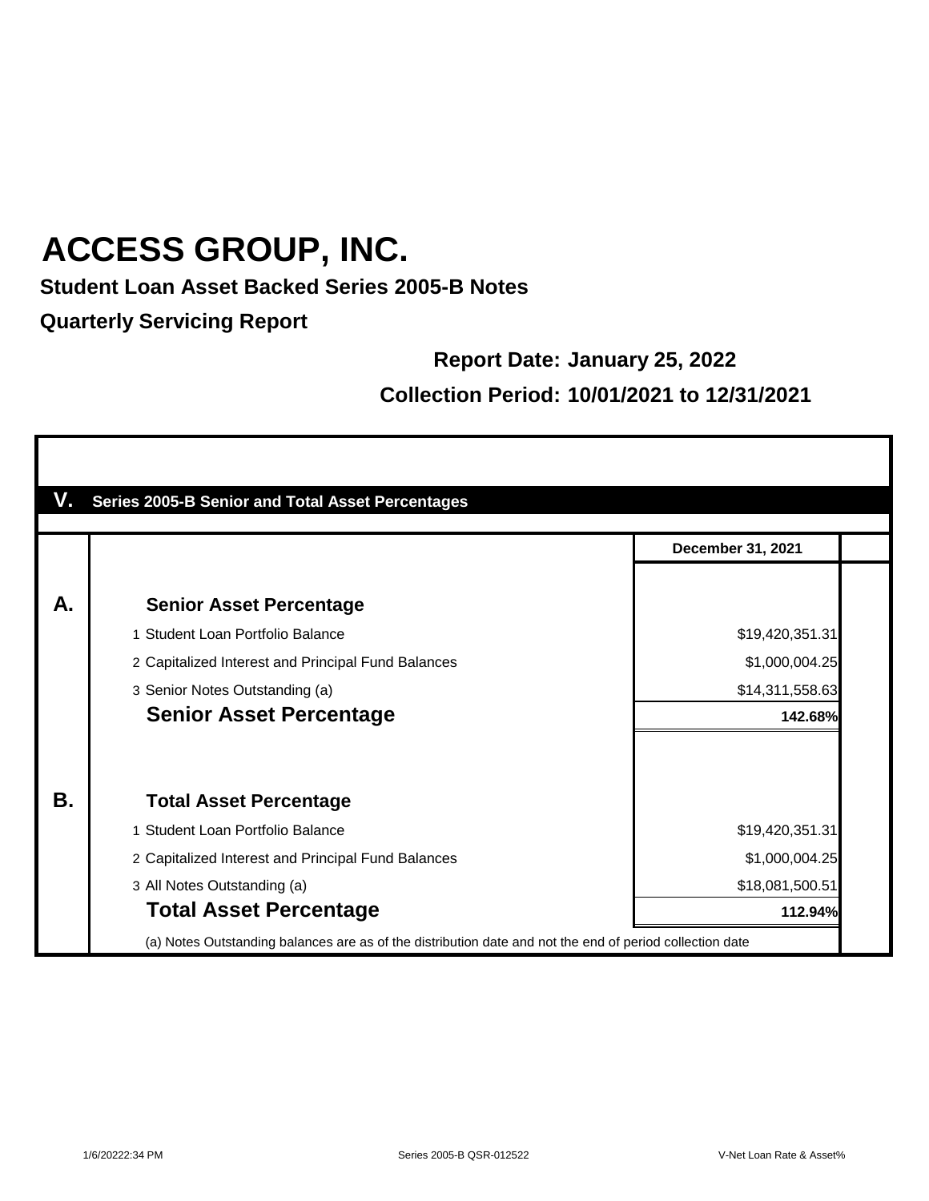# ACCESS GROUP, INC.

**Student Loan Asset Backed Series 2005-B Notes**

**Quarterly Servicing Report**

**Report Date: January 25, 2022**

**Collection Period: 10/01/2021 to 12/31/2021**

## V. Series 2005-B Senior and Total Asset Percentages

| | | December 31, 2021 |
|---|---|---|
| **A.** | **Senior Asset Percentage** | |
| | 1 Student Loan Portfolio Balance | $19,420,351.31 |
| | 2 Capitalized Interest and Principal Fund Balances | $1,000,004.25 |
| | 3 Senior Notes Outstanding (a) | $14,311,558.63 |
| | **Senior Asset Percentage** | **142.68%** |
| **B.** | **Total Asset Percentage** | |
| | 1 Student Loan Portfolio Balance | $19,420,351.31 |
| | 2 Capitalized Interest and Principal Fund Balances | $1,000,004.25 |
| | 3 All Notes Outstanding (a) | $18,081,500.51 |
| | **Total Asset Percentage** | **112.94%** |

(a) Notes Outstanding balances are as of the distribution date and not the end of period collection date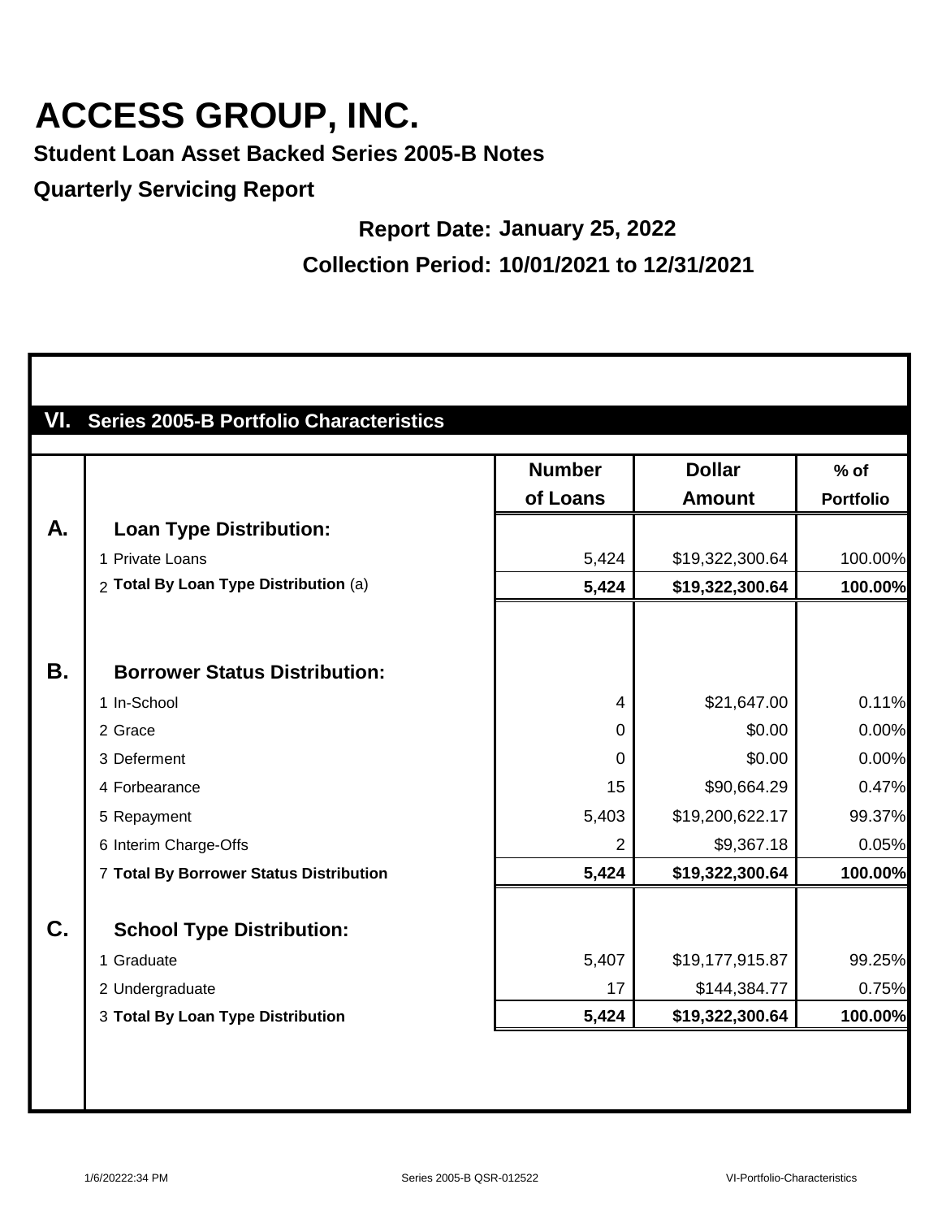# ACCESS GROUP, INC.

**Student Loan Asset Backed Series 2005-B Notes**

**Quarterly Servicing Report**

**Report Date: January 25, 2022**

**Collection Period: 10/01/2021 to 12/31/2021**

## VI. Series 2005-B Portfolio Characteristics

| | | Number of Loans | Dollar Amount | % of Portfolio |
|---|---|---|---|---|
| **A.** | **Loan Type Distribution:** | | | |
| | 1 Private Loans | 5,424 | $19,322,300.64 | 100.00% |
| | 2 **Total By Loan Type Distribution** (a) | **5,424** | **$19,322,300.64** | **100.00%** |
| **B.** | **Borrower Status Distribution:** | | | |
| | 1 In-School | 4 | $21,647.00 | 0.11% |
| | 2 Grace | 0 | $0.00 | 0.00% |
| | 3 Deferment | 0 | $0.00 | 0.00% |
| | 4 Forbearance | 15 | $90,664.29 | 0.47% |
| | 5 Repayment | 5,403 | $19,200,622.17 | 99.37% |
| | 6 Interim Charge-Offs | 2 | $9,367.18 | 0.05% |
| | 7 **Total By Borrower Status Distribution** | **5,424** | **$19,322,300.64** | **100.00%** |
| **C.** | **School Type Distribution:** | | | |
| | 1 Graduate | 5,407 | $19,177,915.87 | 99.25% |
| | 2 Undergraduate | 17 | $144,384.77 | 0.75% |
| | 3 **Total By Loan Type Distribution** | **5,424** | **$19,322,300.64** | **100.00%** |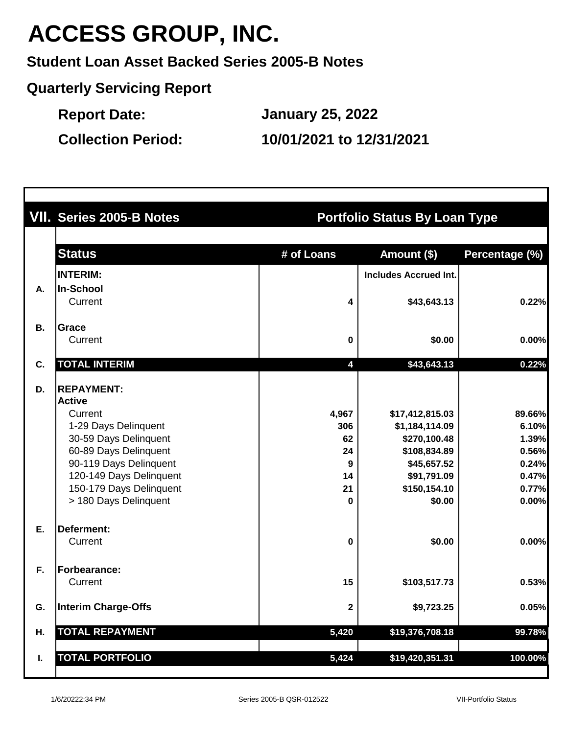# ACCESS GROUP, INC.

**Student Loan Asset Backed Series 2005-B Notes**

**Quarterly Servicing Report**

**Report Date:** January 25, 2022

**Collection Period:** 10/01/2021 to 12/31/2021

## VII. Series 2005-B Notes — Portfolio Status By Loan Type

| | Status | # of Loans | Amount ($) | Percentage (%) |
|---|---|---|---|---|
| | **INTERIM:** | | **Includes Accrued Int.** | |
| **A.** | **In-School** | | | |
| | Current | **4** | **$43,643.13** | **0.22%** |
| **B.** | **Grace** | | | |
| | Current | **0** | **$0.00** | **0.00%** |
| **C.** | **TOTAL INTERIM** | **4** | **$43,643.13** | **0.22%** |
| **D.** | **REPAYMENT:** | | | |
| | **Active** | | | |
| | Current | **4,967** | **$17,412,815.03** | **89.66%** |
| | 1-29 Days Delinquent | **306** | **$1,184,114.09** | **6.10%** |
| | 30-59 Days Delinquent | **62** | **$270,100.48** | **1.39%** |
| | 60-89 Days Delinquent | **24** | **$108,834.89** | **0.56%** |
| | 90-119 Days Delinquent | **9** | **$45,657.52** | **0.24%** |
| | 120-149 Days Delinquent | **14** | **$91,791.09** | **0.47%** |
| | 150-179 Days Delinquent | **21** | **$150,154.10** | **0.77%** |
| | > 180 Days Delinquent | **0** | **$0.00** | **0.00%** |
| **E.** | **Deferment:** | | | |
| | Current | **0** | **$0.00** | **0.00%** |
| **F.** | **Forbearance:** | | | |
| | Current | **15** | **$103,517.73** | **0.53%** |
| **G.** | **Interim Charge-Offs** | **2** | **$9,723.25** | **0.05%** |
| **H.** | **TOTAL REPAYMENT** | **5,420** | **$19,376,708.18** | **99.78%** |
| **I.** | **TOTAL PORTFOLIO** | **5,424** | **$19,420,351.31** | **100.00%** |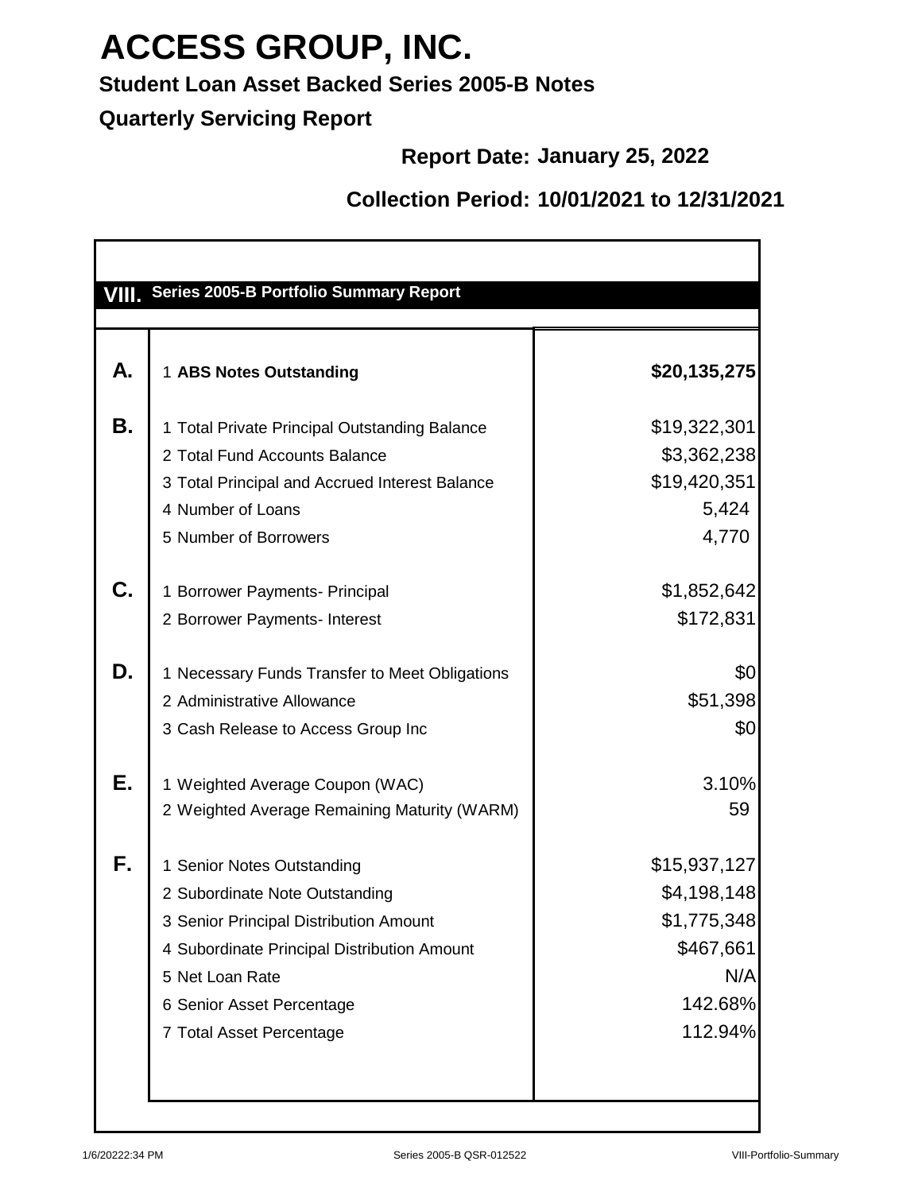# ACCESS GROUP, INC.

**Student Loan Asset Backed Series 2005-B Notes**

**Quarterly Servicing Report**

**Report Date: January 25, 2022**

**Collection Period: 10/01/2021 to 12/31/2021**

## VIII. Series 2005-B Portfolio Summary Report

| | | |
|---|---|---|
| **A.** | 1 **ABS Notes Outstanding** | **$20,135,275** |
| **B.** | 1 Total Private Principal Outstanding Balance | $19,322,301 |
| | 2 Total Fund Accounts Balance | $3,362,238 |
| | 3 Total Principal and Accrued Interest Balance | $19,420,351 |
| | 4 Number of Loans | 5,424 |
| | 5 Number of Borrowers | 4,770 |
| **C.** | 1 Borrower Payments- Principal | $1,852,642 |
| | 2 Borrower Payments- Interest | $172,831 |
| **D.** | 1 Necessary Funds Transfer to Meet Obligations | $0 |
| | 2 Administrative Allowance | $51,398 |
| | 3 Cash Release to Access Group Inc | $0 |
| **E.** | 1 Weighted Average Coupon (WAC) | 3.10% |
| | 2 Weighted Average Remaining Maturity (WARM) | 59 |
| **F.** | 1 Senior Notes Outstanding | $15,937,127 |
| | 2 Subordinate Note Outstanding | $4,198,148 |
| | 3 Senior Principal Distribution Amount | $1,775,348 |
| | 4 Subordinate Principal Distribution Amount | $467,661 |
| | 5 Net Loan Rate | N/A |
| | 6 Senior Asset Percentage | 142.68% |
| | 7 Total Asset Percentage | 112.94% |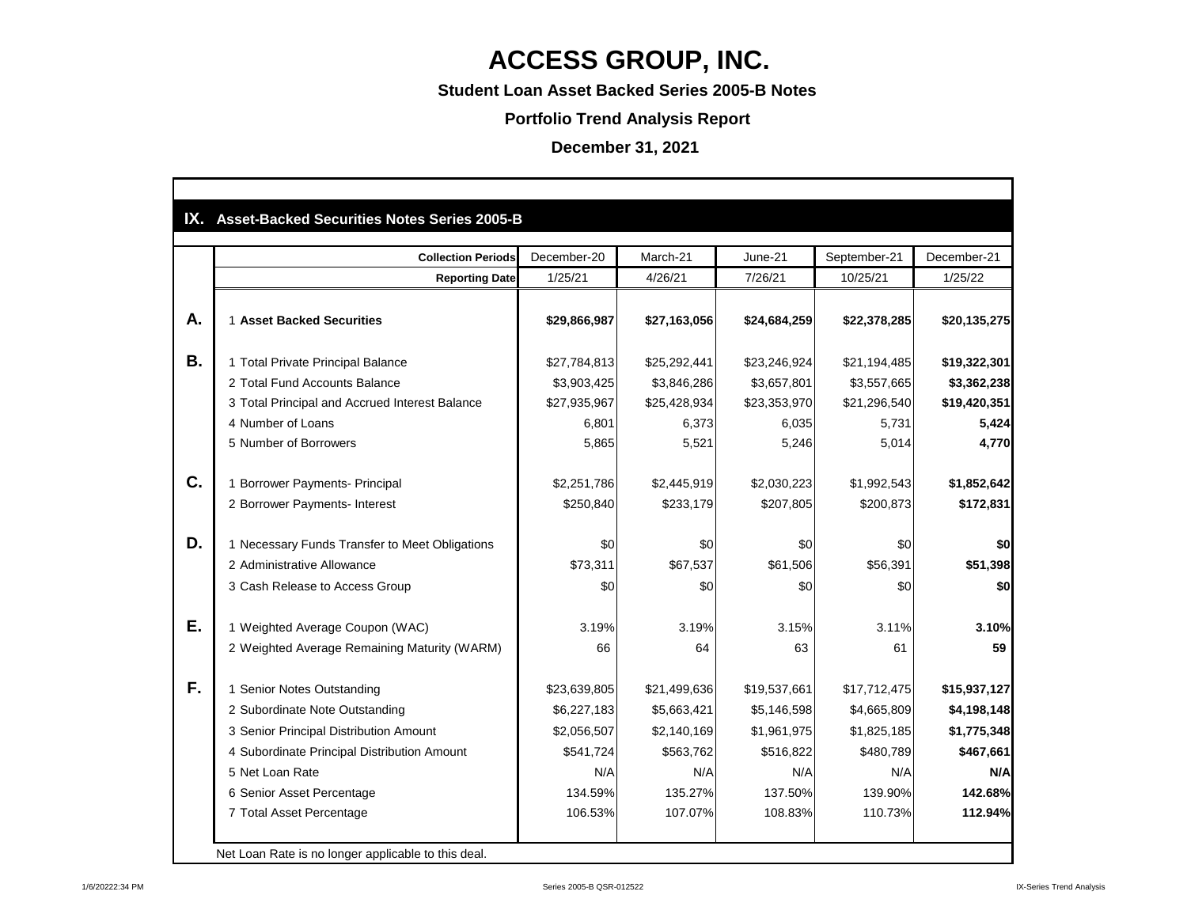# ACCESS GROUP, INC.

**Student Loan Asset Backed Series 2005-B Notes**

**Portfolio Trend Analysis Report**

**December 31, 2021**

## IX. Asset-Backed Securities Notes Series 2005-B

| | **Collection Periods** | December-20 | March-21 | June-21 | September-21 | December-21 |
|---|---|---|---|---|---|---|
| | **Reporting Date** | 1/25/21 | 4/26/21 | 7/26/21 | 10/25/21 | 1/25/22 |
| **A.** | 1 **Asset Backed Securities** | **$29,866,987** | **$27,163,056** | **$24,684,259** | **$22,378,285** | **$20,135,275** |
| **B.** | 1 Total Private Principal Balance | $27,784,813 | $25,292,441 | $23,246,924 | $21,194,485 | **$19,322,301** |
| | 2 Total Fund Accounts Balance | $3,903,425 | $3,846,286 | $3,657,801 | $3,557,665 | **$3,362,238** |
| | 3 Total Principal and Accrued Interest Balance | $27,935,967 | $25,428,934 | $23,353,970 | $21,296,540 | **$19,420,351** |
| | 4 Number of Loans | 6,801 | 6,373 | 6,035 | 5,731 | **5,424** |
| | 5 Number of Borrowers | 5,865 | 5,521 | 5,246 | 5,014 | **4,770** |
| **C.** | 1 Borrower Payments- Principal | $2,251,786 | $2,445,919 | $2,030,223 | $1,992,543 | **$1,852,642** |
| | 2 Borrower Payments- Interest | $250,840 | $233,179 | $207,805 | $200,873 | **$172,831** |
| **D.** | 1 Necessary Funds Transfer to Meet Obligations | $0 | $0 | $0 | $0 | **$0** |
| | 2 Administrative Allowance | $73,311 | $67,537 | $61,506 | $56,391 | **$51,398** |
| | 3 Cash Release to Access Group | $0 | $0 | $0 | $0 | **$0** |
| **E.** | 1 Weighted Average Coupon (WAC) | 3.19% | 3.19% | 3.15% | 3.11% | **3.10%** |
| | 2 Weighted Average Remaining Maturity (WARM) | 66 | 64 | 63 | 61 | **59** |
| **F.** | 1 Senior Notes Outstanding | $23,639,805 | $21,499,636 | $19,537,661 | $17,712,475 | **$15,937,127** |
| | 2 Subordinate Note Outstanding | $6,227,183 | $5,663,421 | $5,146,598 | $4,665,809 | **$4,198,148** |
| | 3 Senior Principal Distribution Amount | $2,056,507 | $2,140,169 | $1,961,975 | $1,825,185 | **$1,775,348** |
| | 4 Subordinate Principal Distribution Amount | $541,724 | $563,762 | $516,822 | $480,789 | **$467,661** |
| | 5 Net Loan Rate | N/A | N/A | N/A | N/A | **N/A** |
| | 6 Senior Asset Percentage | 134.59% | 135.27% | 137.50% | 139.90% | **142.68%** |
| | 7 Total Asset Percentage | 106.53% | 107.07% | 108.83% | 110.73% | **112.94%** |

Net Loan Rate is no longer applicable to this deal.